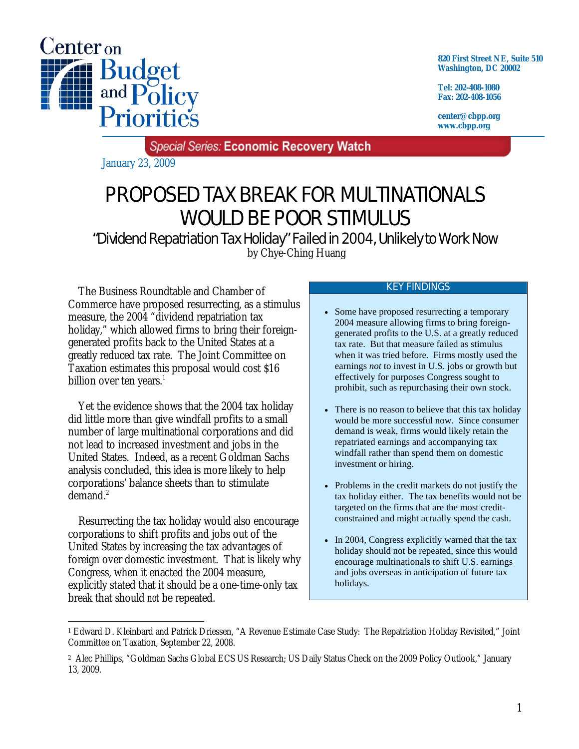Center on Budget and Policy Priorities

820 First Street NE, Suite 510
Washington, DC 20002

Tel: 202-408-1080
Fax: 202-408-1056

center@cbpp.org
www.cbpp.org

*Special Series:* **Economic Recovery Watch**

January 23, 2009

# PROPOSED TAX BREAK FOR MULTINATIONALS WOULD BE POOR STIMULUS

## "Dividend Repatriation Tax Holiday" Failed in 2004, Unlikely to Work Now

by Chye-Ching Huang

The Business Roundtable and Chamber of Commerce have proposed resurrecting, as a stimulus measure, the 2004 "dividend repatriation tax holiday," which allowed firms to bring their foreign-generated profits back to the United States at a greatly reduced tax rate. The Joint Committee on Taxation estimates this proposal would cost $16 billion over ten years.[1]

Yet the evidence shows that the 2004 tax holiday did little more than give windfall profits to a small number of large multinational corporations and did not lead to increased investment and jobs in the United States. Indeed, as a recent Goldman Sachs analysis concluded, this idea is more likely to help corporations' balance sheets than to stimulate demand.[2]

Resurrecting the tax holiday would also encourage corporations to shift profits and jobs out of the United States by increasing the tax advantages of foreign over domestic investment. That is likely why Congress, when it enacted the 2004 measure, explicitly stated that it should be a one-time-only tax break that should *not* be repeated.

### KEY FINDINGS

- Some have proposed resurrecting a temporary 2004 measure allowing firms to bring foreign-generated profits to the U.S. at a greatly reduced tax rate. But that measure failed as stimulus when it was tried before. Firms mostly used the earnings *not* to invest in U.S. jobs or growth but effectively for purposes Congress sought to prohibit, such as repurchasing their own stock.
- There is no reason to believe that this tax holiday would be more successful now. Since consumer demand is weak, firms would likely retain the repatriated earnings and accompanying tax windfall rather than spend them on domestic investment or hiring.
- Problems in the credit markets do not justify the tax holiday either. The tax benefits would not be targeted on the firms that are the most credit-constrained and might actually spend the cash.
- In 2004, Congress explicitly warned that the tax holiday should not be repeated, since this would encourage multinationals to shift U.S. earnings and jobs overseas in anticipation of future tax holidays.

[1] Edward D. Kleinbard and Patrick Driessen, "A Revenue Estimate Case Study: The Repatriation Holiday Revisited," Joint Committee on Taxation, September 22, 2008.

[2] Alec Phillips, "Goldman Sachs Global ECS US Research; US Daily Status Check on the 2009 Policy Outlook," January 13, 2009.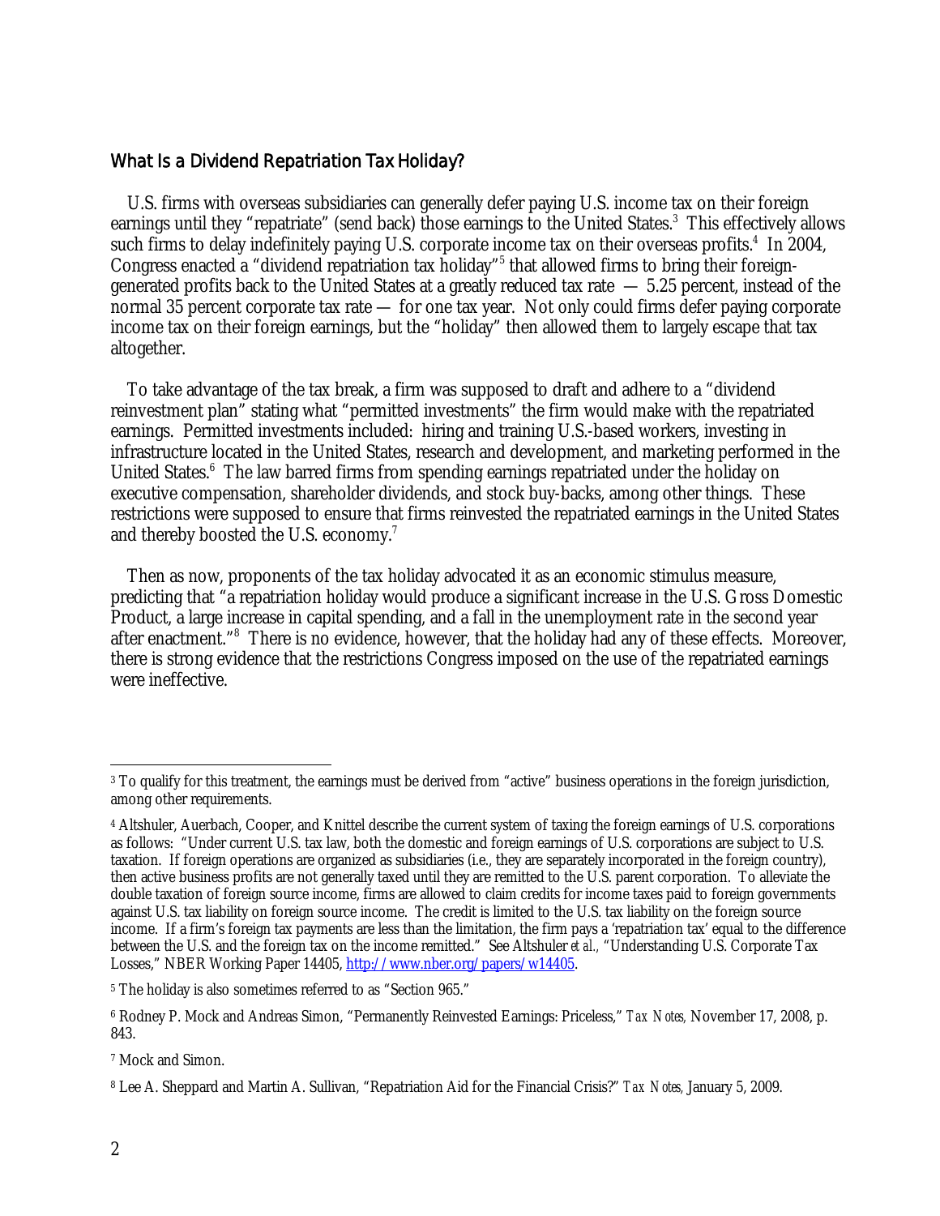## What Is a Dividend Repatriation Tax Holiday?

U.S. firms with overseas subsidiaries can generally defer paying U.S. income tax on their foreign earnings until they "repatriate" (send back) those earnings to the United States.[3] This effectively allows such firms to delay indefinitely paying U.S. corporate income tax on their overseas profits.[4] In 2004, Congress enacted a "dividend repatriation tax holiday"[5] that allowed firms to bring their foreign-generated profits back to the United States at a greatly reduced tax rate — 5.25 percent, instead of the normal 35 percent corporate tax rate — for one tax year. Not only could firms defer paying corporate income tax on their foreign earnings, but the "holiday" then allowed them to largely escape that tax altogether.

To take advantage of the tax break, a firm was supposed to draft and adhere to a "dividend reinvestment plan" stating what "permitted investments" the firm would make with the repatriated earnings. Permitted investments included: hiring and training U.S.-based workers, investing in infrastructure located in the United States, research and development, and marketing performed in the United States.[6] The law barred firms from spending earnings repatriated under the holiday on executive compensation, shareholder dividends, and stock buy-backs, among other things. These restrictions were supposed to ensure that firms reinvested the repatriated earnings in the United States and thereby boosted the U.S. economy.[7]

Then as now, proponents of the tax holiday advocated it as an economic stimulus measure, predicting that "a repatriation holiday would produce a significant increase in the U.S. Gross Domestic Product, a large increase in capital spending, and a fall in the unemployment rate in the second year after enactment."[8] There is no evidence, however, that the holiday had any of these effects. Moreover, there is strong evidence that the restrictions Congress imposed on the use of the repatriated earnings were ineffective.

---

[3] To qualify for this treatment, the earnings must be derived from "active" business operations in the foreign jurisdiction, among other requirements.

[4] Altshuler, Auerbach, Cooper, and Knittel describe the current system of taxing the foreign earnings of U.S. corporations as follows: "Under current U.S. tax law, both the domestic and foreign earnings of U.S. corporations are subject to U.S. taxation. If foreign operations are organized as subsidiaries (i.e., they are separately incorporated in the foreign country), then active business profits are not generally taxed until they are remitted to the U.S. parent corporation. To alleviate the double taxation of foreign source income, firms are allowed to claim credits for income taxes paid to foreign governments against U.S. tax liability on foreign source income. The credit is limited to the U.S. tax liability on the foreign source income. If a firm's foreign tax payments are less than the limitation, the firm pays a 'repatriation tax' equal to the difference between the U.S. and the foreign tax on the income remitted." See Altshuler *et al.*, "Understanding U.S. Corporate Tax Losses," NBER Working Paper 14405, [http://www.nber.org/papers/w14405](http://www.nber.org/papers/w14405).

[5] The holiday is also sometimes referred to as "Section 965."

[6] Rodney P. Mock and Andreas Simon, "Permanently Reinvested Earnings: Priceless," *Tax Notes,* November 17, 2008, p. 843.

[7] Mock and Simon.

[8] Lee A. Sheppard and Martin A. Sullivan, "Repatriation Aid for the Financial Crisis?" *Tax Notes,* January 5, 2009.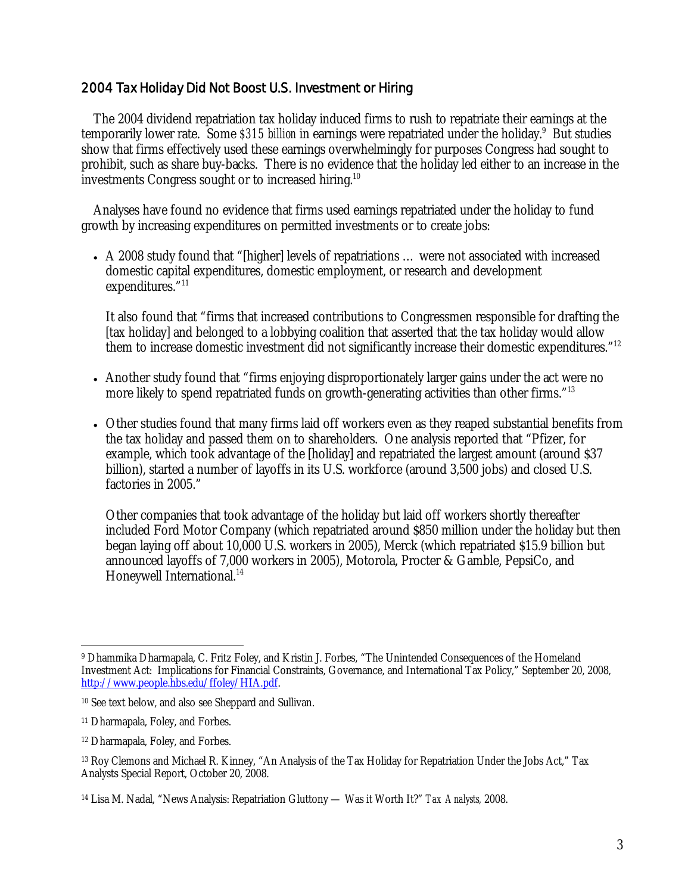## 2004 Tax Holiday Did Not Boost U.S. Investment or Hiring

The 2004 dividend repatriation tax holiday induced firms to rush to repatriate their earnings at the temporarily lower rate. Some *$315 billion* in earnings were repatriated under the holiday.[9] But studies show that firms effectively used these earnings overwhelmingly for purposes Congress had sought to prohibit, such as share buy-backs. There is no evidence that the holiday led either to an increase in the investments Congress sought or to increased hiring.[10]

Analyses have found no evidence that firms used earnings repatriated under the holiday to fund growth by increasing expenditures on permitted investments or to create jobs:

- A 2008 study found that "[higher] levels of repatriations … were not associated with increased domestic capital expenditures, domestic employment, or research and development expenditures."[11]

  It also found that "firms that increased contributions to Congressmen responsible for drafting the [tax holiday] and belonged to a lobbying coalition that asserted that the tax holiday would allow them to increase domestic investment did not significantly increase their domestic expenditures."[12]

- Another study found that "firms enjoying disproportionately larger gains under the act were no more likely to spend repatriated funds on growth-generating activities than other firms."[13]

- Other studies found that many firms laid off workers even as they reaped substantial benefits from the tax holiday and passed them on to shareholders. One analysis reported that "Pfizer, for example, which took advantage of the [holiday] and repatriated the largest amount (around $37 billion), started a number of layoffs in its U.S. workforce (around 3,500 jobs) and closed U.S. factories in 2005."

  Other companies that took advantage of the holiday but laid off workers shortly thereafter included Ford Motor Company (which repatriated around $850 million under the holiday but then began laying off about 10,000 U.S. workers in 2005), Merck (which repatriated $15.9 billion but announced layoffs of 7,000 workers in 2005), Motorola, Procter & Gamble, PepsiCo, and Honeywell International.[14]

---

[9] Dhammika Dharmapala, C. Fritz Foley, and Kristin J. Forbes, "The Unintended Consequences of the Homeland Investment Act: Implications for Financial Constraints, Governance, and International Tax Policy," September 20, 2008, http://www.people.hbs.edu/ffoley/HIA.pdf.

[10] See text below, and also see Sheppard and Sullivan.

[11] Dharmapala, Foley, and Forbes.

[12] Dharmapala, Foley, and Forbes.

[13] Roy Clemons and Michael R. Kinney, "An Analysis of the Tax Holiday for Repatriation Under the Jobs Act," Tax Analysts Special Report, October 20, 2008.

[14] Lisa M. Nadal, "News Analysis: Repatriation Gluttony — Was it Worth It?" *Tax Analysts,* 2008.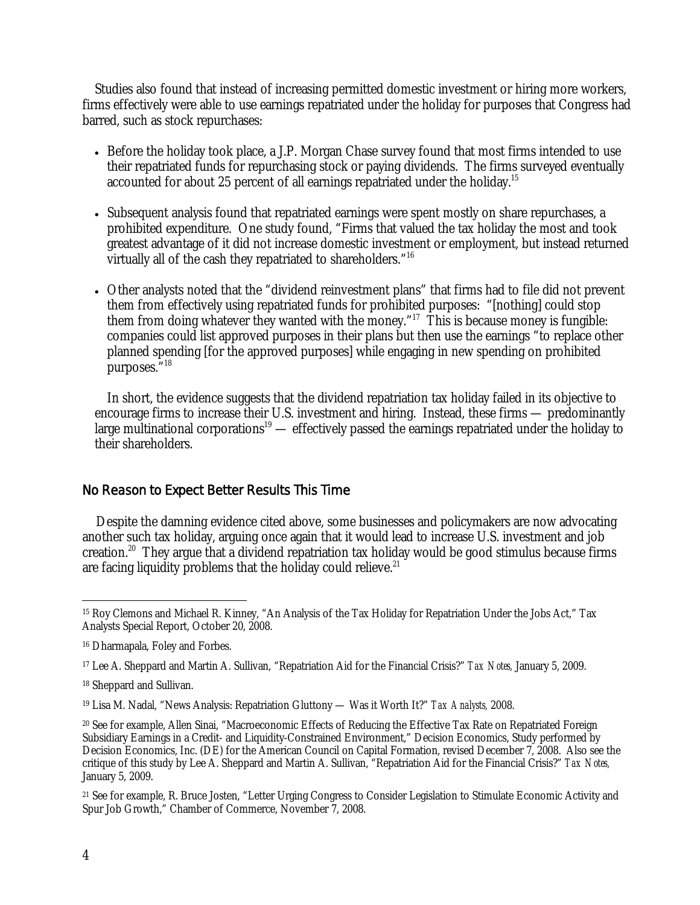Studies also found that instead of increasing permitted domestic investment or hiring more workers, firms effectively were able to use earnings repatriated under the holiday for purposes that Congress had barred, such as stock repurchases:

- Before the holiday took place, a J.P. Morgan Chase survey found that most firms intended to use their repatriated funds for repurchasing stock or paying dividends. The firms surveyed eventually accounted for about 25 percent of all earnings repatriated under the holiday.[15]

- Subsequent analysis found that repatriated earnings were spent mostly on share repurchases, a prohibited expenditure. One study found, "Firms that valued the tax holiday the most and took greatest advantage of it did not increase domestic investment or employment, but instead returned virtually all of the cash they repatriated to shareholders."[16]

- Other analysts noted that the "dividend reinvestment plans" that firms had to file did not prevent them from effectively using repatriated funds for prohibited purposes: "[nothing] could stop them from doing whatever they wanted with the money."[17] This is because money is fungible: companies could list approved purposes in their plans but then use the earnings "to replace other planned spending [for the approved purposes] while engaging in new spending on prohibited purposes."[18]

In short, the evidence suggests that the dividend repatriation tax holiday failed in its objective to encourage firms to increase their U.S. investment and hiring. Instead, these firms — predominantly large multinational corporations[19] — effectively passed the earnings repatriated under the holiday to their shareholders.

## No Reason to Expect Better Results This Time

Despite the damning evidence cited above, some businesses and policymakers are now advocating another such tax holiday, arguing once again that it would lead to increase U.S. investment and job creation.[20] They argue that a dividend repatriation tax holiday would be good stimulus because firms are facing liquidity problems that the holiday could relieve.[21]

---

[15] Roy Clemons and Michael R. Kinney, "An Analysis of the Tax Holiday for Repatriation Under the Jobs Act," Tax Analysts Special Report, October 20, 2008.

[16] Dharmapala, Foley and Forbes.

[17] Lee A. Sheppard and Martin A. Sullivan, "Repatriation Aid for the Financial Crisis?" *Tax Notes,* January 5, 2009.

[18] Sheppard and Sullivan.

[19] Lisa M. Nadal, "News Analysis: Repatriation Gluttony — Was it Worth It?" *Tax Analysts,* 2008.

[20] See for example, Allen Sinai, "Macroeconomic Effects of Reducing the Effective Tax Rate on Repatriated Foreign Subsidiary Earnings in a Credit- and Liquidity-Constrained Environment," Decision Economics, Study performed by Decision Economics, Inc. (DE) for the American Council on Capital Formation, revised December 7, 2008. Also see the critique of this study by Lee A. Sheppard and Martin A. Sullivan, "Repatriation Aid for the Financial Crisis?" *Tax Notes,* January 5, 2009.

[21] See for example, R. Bruce Josten, "Letter Urging Congress to Consider Legislation to Stimulate Economic Activity and Spur Job Growth," Chamber of Commerce, November 7, 2008.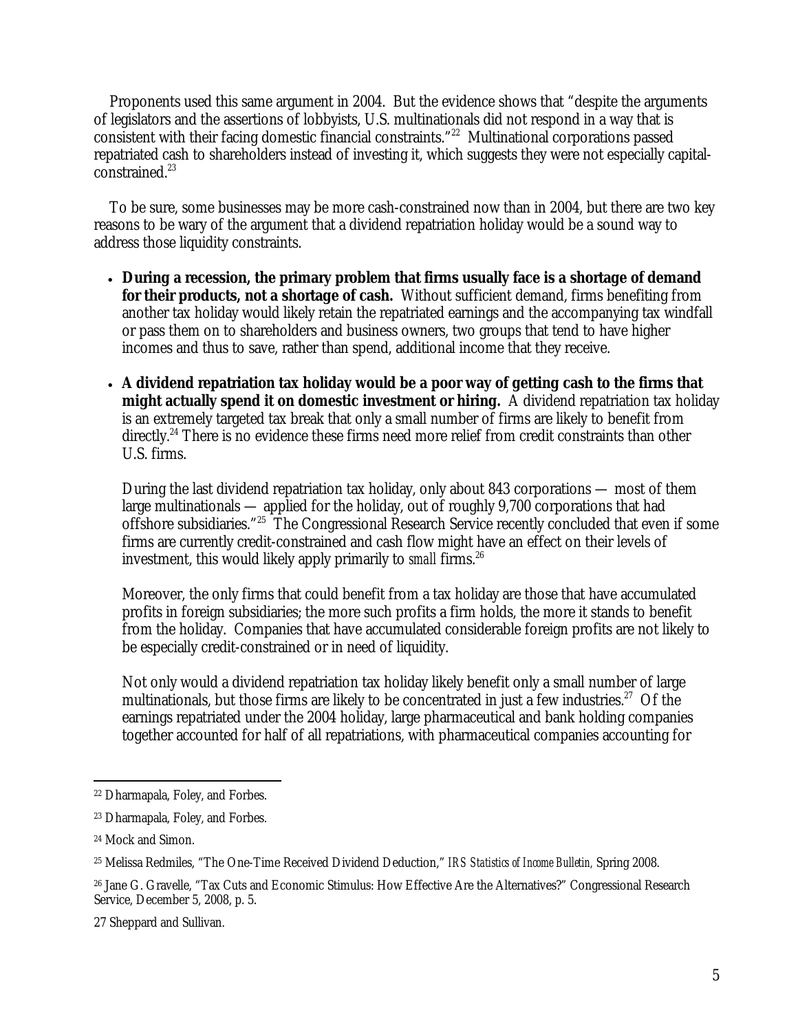Proponents used this same argument in 2004. But the evidence shows that "despite the arguments of legislators and the assertions of lobbyists, U.S. multinationals did not respond in a way that is consistent with their facing domestic financial constraints."[22] Multinational corporations passed repatriated cash to shareholders instead of investing it, which suggests they were not especially capital-constrained.[23]

To be sure, some businesses may be more cash-constrained now than in 2004, but there are two key reasons to be wary of the argument that a dividend repatriation holiday would be a sound way to address those liquidity constraints.

- **During a recession, the primary problem that firms usually face is a shortage of demand for their products, not a shortage of cash.** Without sufficient demand, firms benefiting from another tax holiday would likely retain the repatriated earnings and the accompanying tax windfall or pass them on to shareholders and business owners, two groups that tend to have higher incomes and thus to save, rather than spend, additional income that they receive.

- **A dividend repatriation tax holiday would be a poor way of getting cash to the firms that might actually spend it on domestic investment or hiring.** A dividend repatriation tax holiday is an extremely targeted tax break that only a small number of firms are likely to benefit from directly.[24] There is no evidence these firms need more relief from credit constraints than other U.S. firms.

  During the last dividend repatriation tax holiday, only about 843 corporations — most of them large multinationals — applied for the holiday, out of roughly 9,700 corporations that had offshore subsidiaries."[25] The Congressional Research Service recently concluded that even if some firms are currently credit-constrained and cash flow might have an effect on their levels of investment, this would likely apply primarily to *small* firms.[26]

  Moreover, the only firms that could benefit from a tax holiday are those that have accumulated profits in foreign subsidiaries; the more such profits a firm holds, the more it stands to benefit from the holiday. Companies that have accumulated considerable foreign profits are not likely to be especially credit-constrained or in need of liquidity.

  Not only would a dividend repatriation tax holiday likely benefit only a small number of large multinationals, but those firms are likely to be concentrated in just a few industries.[27] Of the earnings repatriated under the 2004 holiday, large pharmaceutical and bank holding companies together accounted for half of all repatriations, with pharmaceutical companies accounting for

---

[22] Dharmapala, Foley, and Forbes.

[23] Dharmapala, Foley, and Forbes.

[24] Mock and Simon.

[25] Melissa Redmiles, "The One-Time Received Dividend Deduction," *IRS Statistics of Income Bulletin,* Spring 2008.

[26] Jane G. Gravelle, "Tax Cuts and Economic Stimulus: How Effective Are the Alternatives?" Congressional Research Service, December 5, 2008, p. 5.

[27] Sheppard and Sullivan.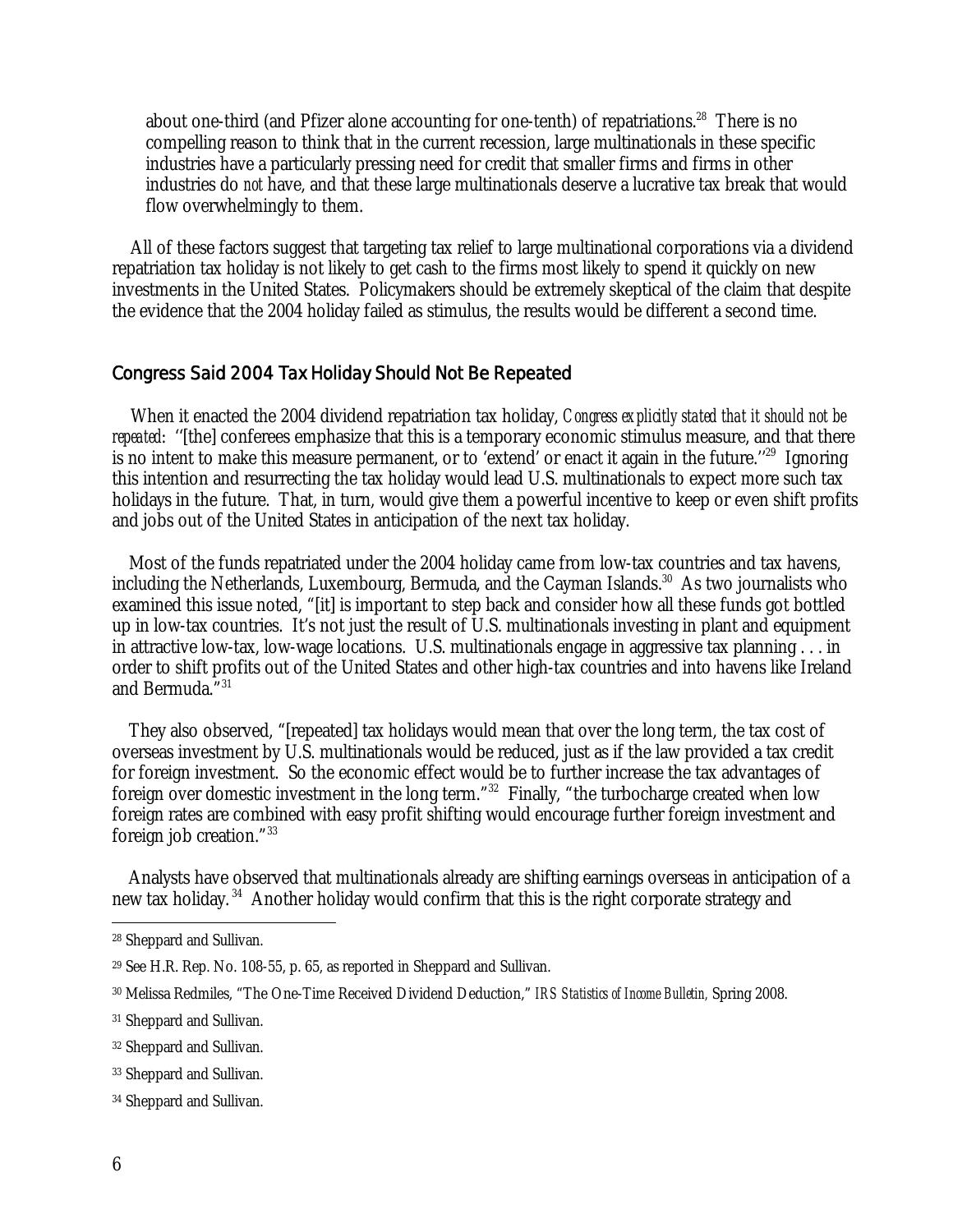about one-third (and Pfizer alone accounting for one-tenth) of repatriations.[28] There is no compelling reason to think that in the current recession, large multinationals in these specific industries have a particularly pressing need for credit that smaller firms and firms in other industries do *not* have, and that these large multinationals deserve a lucrative tax break that would flow overwhelmingly to them.

All of these factors suggest that targeting tax relief to large multinational corporations via a dividend repatriation tax holiday is not likely to get cash to the firms most likely to spend it quickly on new investments in the United States. Policymakers should be extremely skeptical of the claim that despite the evidence that the 2004 holiday failed as stimulus, the results would be different a second time.

## Congress Said 2004 Tax Holiday Should Not Be Repeated

When it enacted the 2004 dividend repatriation tax holiday, *Congress explicitly stated that it should not be repeated*: ''[the] conferees emphasize that this is a temporary economic stimulus measure, and that there is no intent to make this measure permanent, or to 'extend' or enact it again in the future.''[29] Ignoring this intention and resurrecting the tax holiday would lead U.S. multinationals to expect more such tax holidays in the future. That, in turn, would give them a powerful incentive to keep or even shift profits and jobs out of the United States in anticipation of the next tax holiday.

Most of the funds repatriated under the 2004 holiday came from low-tax countries and tax havens, including the Netherlands, Luxembourg, Bermuda, and the Cayman Islands.[30] As two journalists who examined this issue noted, "[it] is important to step back and consider how all these funds got bottled up in low-tax countries. It's not just the result of U.S. multinationals investing in plant and equipment in attractive low-tax, low-wage locations. U.S. multinationals engage in aggressive tax planning . . . in order to shift profits out of the United States and other high-tax countries and into havens like Ireland and Bermuda."[31]

They also observed, "[repeated] tax holidays would mean that over the long term, the tax cost of overseas investment by U.S. multinationals would be reduced, just as if the law provided a tax credit for foreign investment. So the economic effect would be to further increase the tax advantages of foreign over domestic investment in the long term."[32] Finally, "the turbocharge created when low foreign rates are combined with easy profit shifting would encourage further foreign investment and foreign job creation."[33]

Analysts have observed that multinationals already are shifting earnings overseas in anticipation of a new tax holiday.[34] Another holiday would confirm that this is the right corporate strategy and

---

[28] Sheppard and Sullivan.

[29] See H.R. Rep. No. 108-55, p. 65, as reported in Sheppard and Sullivan.

[30] Melissa Redmiles, "The One-Time Received Dividend Deduction," *IRS Statistics of Income Bulletin*, Spring 2008.

[31] Sheppard and Sullivan.

[32] Sheppard and Sullivan.

[33] Sheppard and Sullivan.

[34] Sheppard and Sullivan.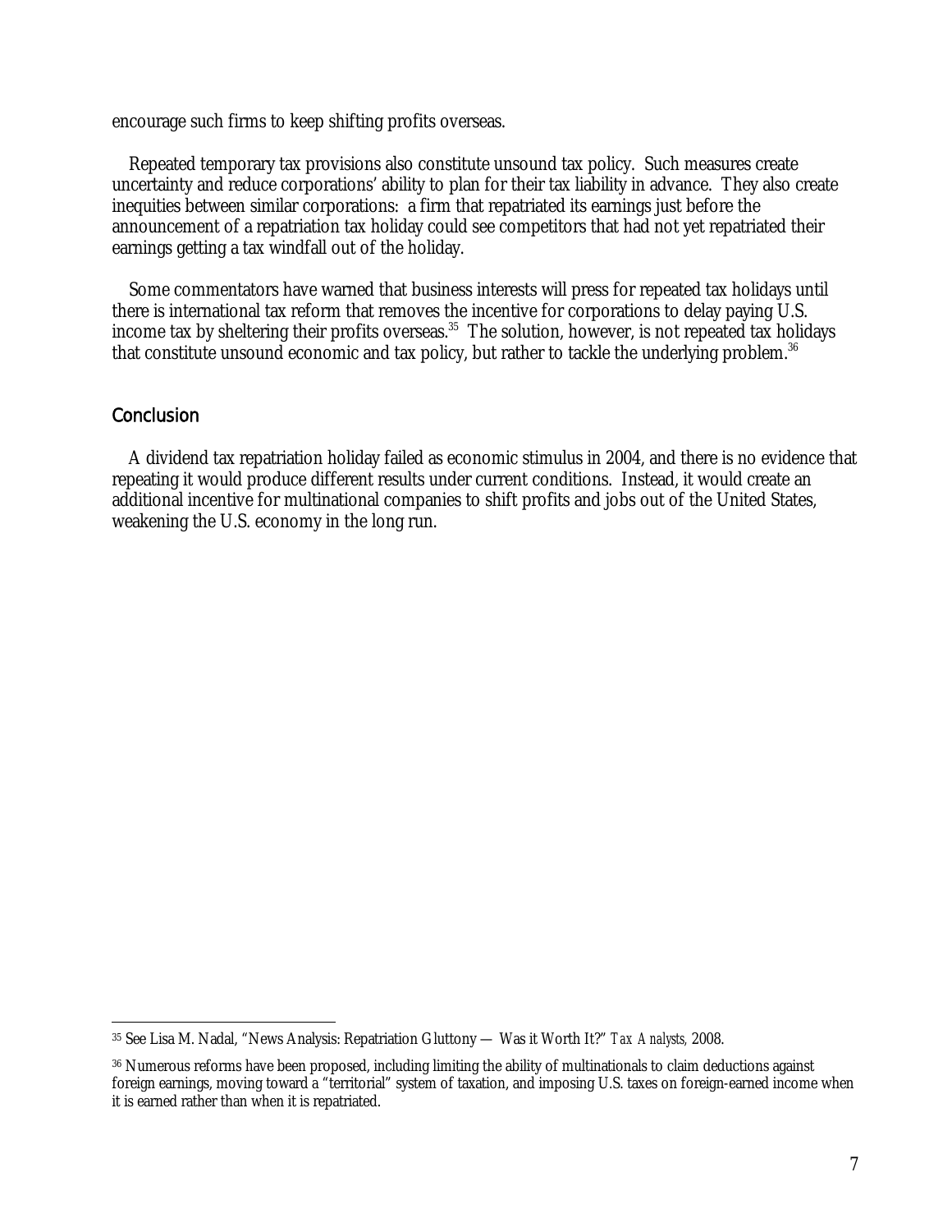encourage such firms to keep shifting profits overseas.

Repeated temporary tax provisions also constitute unsound tax policy. Such measures create uncertainty and reduce corporations' ability to plan for their tax liability in advance. They also create inequities between similar corporations: a firm that repatriated its earnings just before the announcement of a repatriation tax holiday could see competitors that had not yet repatriated their earnings getting a tax windfall out of the holiday.

Some commentators have warned that business interests will press for repeated tax holidays until there is international tax reform that removes the incentive for corporations to delay paying U.S. income tax by sheltering their profits overseas.[35] The solution, however, is not repeated tax holidays that constitute unsound economic and tax policy, but rather to tackle the underlying problem.[36]

## Conclusion

A dividend tax repatriation holiday failed as economic stimulus in 2004, and there is no evidence that repeating it would produce different results under current conditions. Instead, it would create an additional incentive for multinational companies to shift profits and jobs out of the United States, weakening the U.S. economy in the long run.

---

[35] See Lisa M. Nadal, "News Analysis: Repatriation Gluttony — Was it Worth It?" *Tax Analysts,* 2008.

[36] Numerous reforms have been proposed, including limiting the ability of multinationals to claim deductions against foreign earnings, moving toward a "territorial" system of taxation, and imposing U.S. taxes on foreign-earned income when it is earned rather than when it is repatriated.